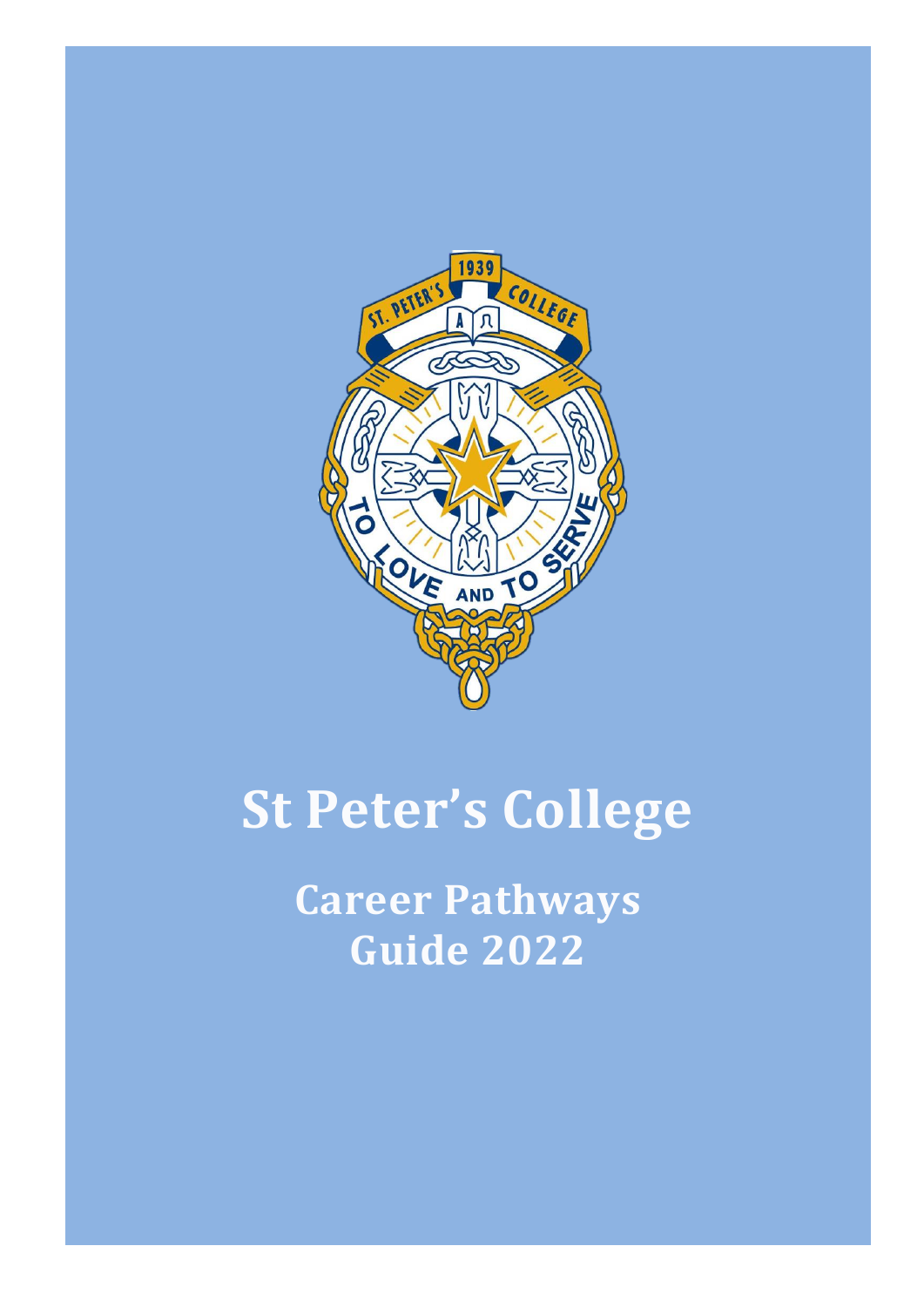# St Peter's College

## Career Pathways Guide 2022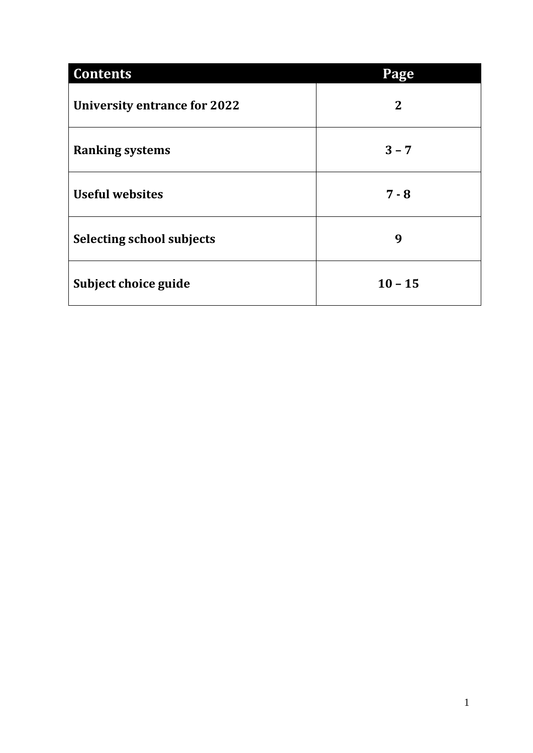| Contents | Page |
| --- | --- |
| **University entrance for 2022** | **2** |
| **Ranking systems** | **3 – 7** |
| **Useful websites** | **7 - 8** |
| **Selecting school subjects** | **9** |
| **Subject choice guide** | **10 – 15** |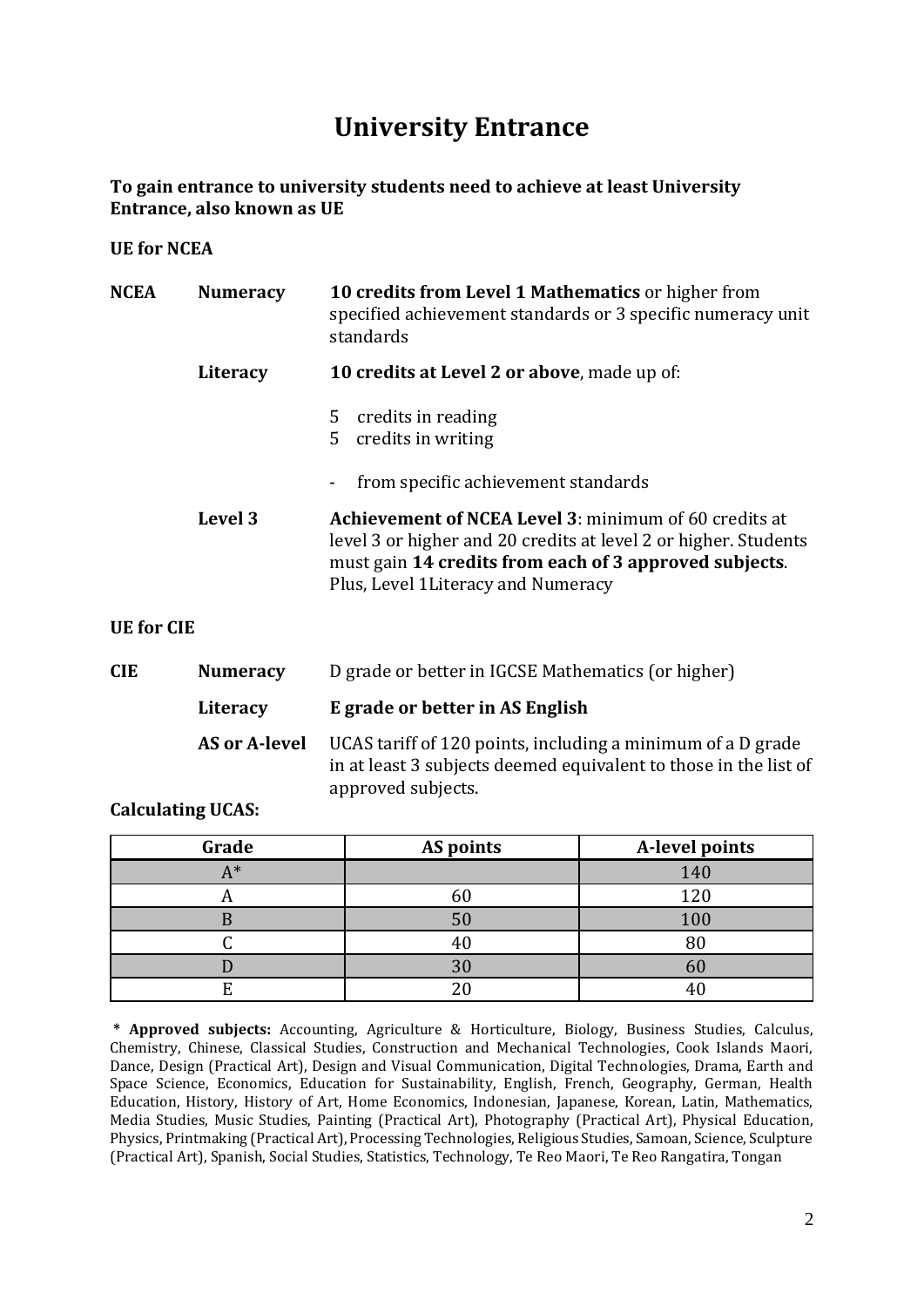# University Entrance

**To gain entrance to university students need to achieve at least University Entrance, also known as UE**

**UE for NCEA**

| | | |
|---|---|---|
| **NCEA** | **Numeracy** | **10 credits from Level 1 Mathematics** or higher from specified achievement standards or 3 specific numeracy unit standards |
| | **Literacy** | **10 credits at Level 2 or above**, made up of:<br>5 credits in reading<br>5 credits in writing<br>- from specific achievement standards |
| | **Level 3** | **Achievement of NCEA Level 3**: minimum of 60 credits at level 3 or higher and 20 credits at level 2 or higher. Students must gain **14 credits from each of 3 approved subjects**. Plus, Level 1Literacy and Numeracy |

**UE for CIE**

| | | |
|---|---|---|
| **CIE** | **Numeracy** | D grade or better in IGCSE Mathematics (or higher) |
| | **Literacy** | **E grade or better in AS English** |
| | **AS or A-level** | UCAS tariff of 120 points, including a minimum of a D grade in at least 3 subjects deemed equivalent to those in the list of approved subjects. |

**Calculating UCAS:**

| Grade | AS points | A-level points |
|---|---|---|
| A* | | 140 |
| A | 60 | 120 |
| B | 50 | 100 |
| C | 40 | 80 |
| D | 30 | 60 |
| E | 20 | 40 |

**\* Approved subjects:** Accounting, Agriculture & Horticulture, Biology, Business Studies, Calculus, Chemistry, Chinese, Classical Studies, Construction and Mechanical Technologies, Cook Islands Maori, Dance, Design (Practical Art), Design and Visual Communication, Digital Technologies, Drama, Earth and Space Science, Economics, Education for Sustainability, English, French, Geography, German, Health Education, History, History of Art, Home Economics, Indonesian, Japanese, Korean, Latin, Mathematics, Media Studies, Music Studies, Painting (Practical Art), Photography (Practical Art), Physical Education, Physics, Printmaking (Practical Art), Processing Technologies, Religious Studies, Samoan, Science, Sculpture (Practical Art), Spanish, Social Studies, Statistics, Technology, Te Reo Maori, Te Reo Rangatira, Tongan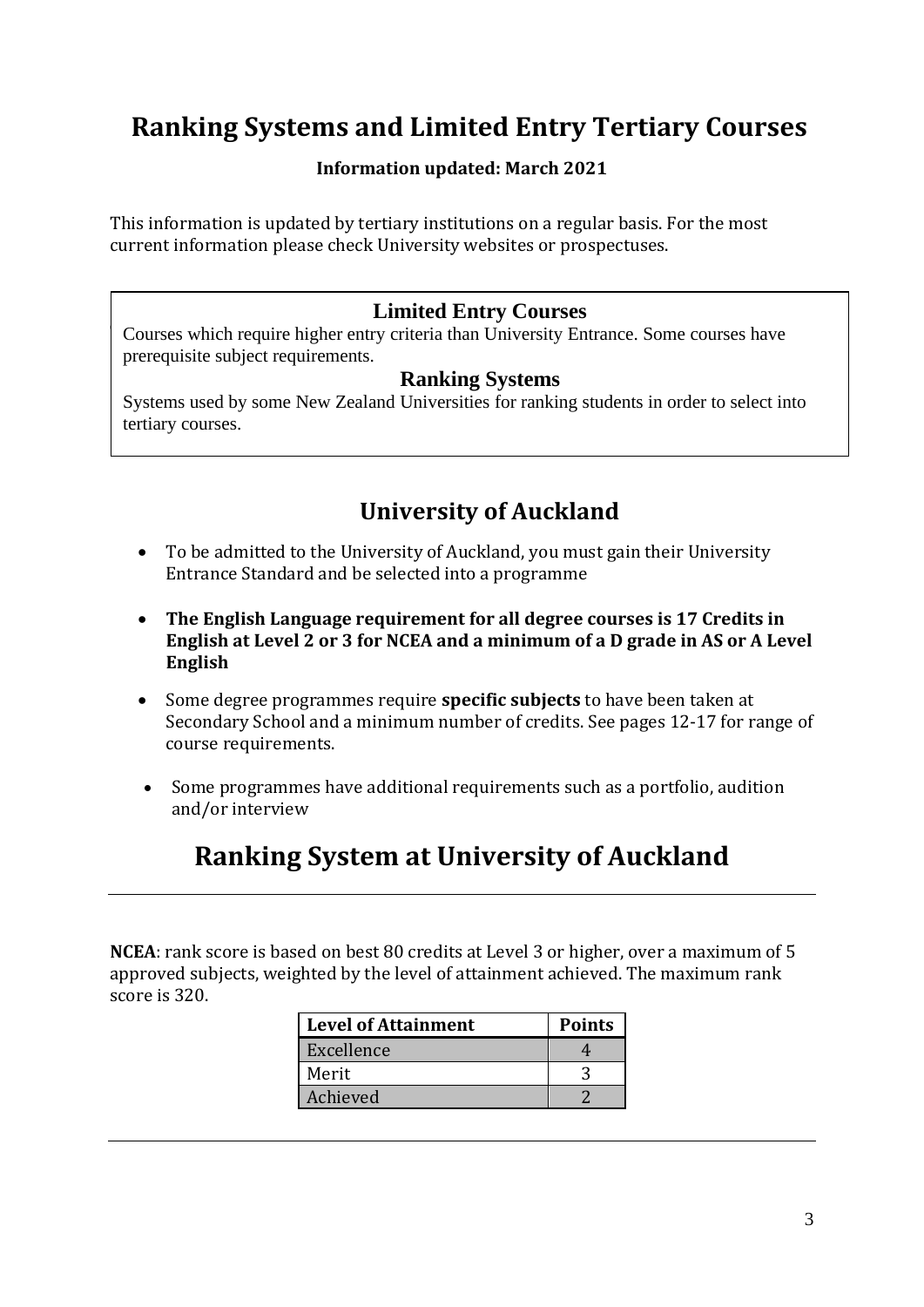# Ranking Systems and Limited Entry Tertiary Courses

**Information updated: March 2021**

This information is updated by tertiary institutions on a regular basis. For the most current information please check University websites or prospectuses.

### Limited Entry Courses

Courses which require higher entry criteria than University Entrance. Some courses have prerequisite subject requirements.

### Ranking Systems

Systems used by some New Zealand Universities for ranking students in order to select into tertiary courses.

## University of Auckland

- To be admitted to the University of Auckland, you must gain their University Entrance Standard and be selected into a programme
- **The English Language requirement for all degree courses is 17 Credits in English at Level 2 or 3 for NCEA and a minimum of a D grade in AS or A Level English**
- Some degree programmes require **specific subjects** to have been taken at Secondary School and a minimum number of credits. See pages 12-17 for range of course requirements.
- Some programmes have additional requirements such as a portfolio, audition and/or interview

## Ranking System at University of Auckland

**NCEA**: rank score is based on best 80 credits at Level 3 or higher, over a maximum of 5 approved subjects, weighted by the level of attainment achieved. The maximum rank score is 320.

| Level of Attainment | Points |
|---|---|
| Excellence | 4 |
| Merit | 3 |
| Achieved | 2 |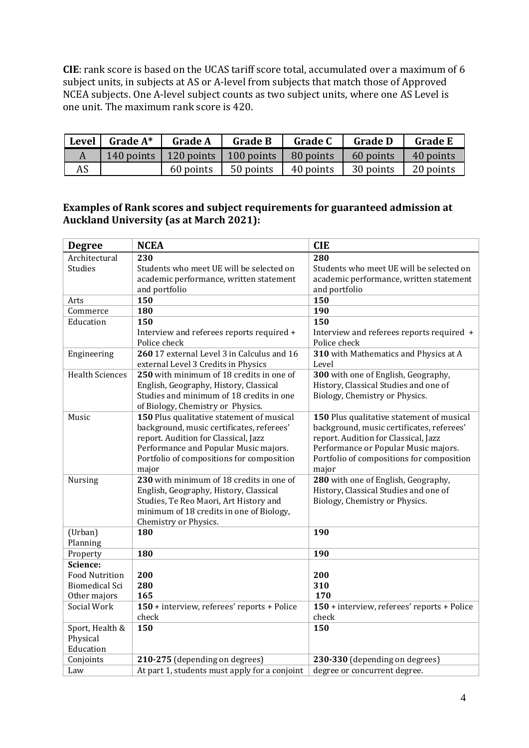**CIE**: rank score is based on the UCAS tariff score total, accumulated over a maximum of 6 subject units, in subjects at AS or A-level from subjects that match those of Approved NCEA subjects. One A-level subject counts as two subject units, where one AS Level is one unit. The maximum rank score is 420.

| Level | Grade A* | Grade A | Grade B | Grade C | Grade D | Grade E |
|---|---|---|---|---|---|---|
| A | 140 points | 120 points | 100 points | 80 points | 60 points | 40 points |
| AS | | 60 points | 50 points | 40 points | 30 points | 20 points |

**Examples of Rank scores and subject requirements for guaranteed admission at Auckland University (as at March 2021):**

| Degree | NCEA | CIE |
|---|---|---|
| Architectural Studies | **230** Students who meet UE will be selected on academic performance, written statement and portfolio | **280** Students who meet UE will be selected on academic performance, written statement and portfolio |
| Arts | **150** | **150** |
| Commerce | **180** | **190** |
| Education | **150** Interview and referees reports required + Police check | **150** Interview and referees reports required + Police check |
| Engineering | **260** 17 external Level 3 in Calculus and 16 external Level 3 Credits in Physics | **310** with Mathematics and Physics at A Level |
| Health Sciences | **250** with minimum of 18 credits in one of English, Geography, History, Classical Studies and minimum of 18 credits in one of Biology, Chemistry or Physics. | **300** with one of English, Geography, History, Classical Studies and one of Biology, Chemistry or Physics. |
| Music | **150** Plus qualitative statement of musical background, music certificates, referees' report. Audition for Classical, Jazz Performance and Popular Music majors. Portfolio of compositions for composition major | **150** Plus qualitative statement of musical background, music certificates, referees' report. Audition for Classical, Jazz Performance or Popular Music majors. Portfolio of compositions for composition major |
| Nursing | **230** with minimum of 18 credits in one of English, Geography, History, Classical Studies, Te Reo Maori, Art History and minimum of 18 credits in one of Biology, Chemistry or Physics. | **280** with one of English, Geography, History, Classical Studies and one of Biology, Chemistry or Physics. |
| (Urban) Planning | **180** | **190** |
| Property | **180** | **190** |
| **Science:** | | |
| Food Nutrition | **200** | **200** |
| Biomedical Sci | **280** | **310** |
| Other majors | **165** | **170** |
| Social Work | **150** + interview, referees' reports + Police check | **150** + interview, referees' reports + Police check |
| Sport, Health & Physical Education | **150** | **150** |
| Conjoints | **210-275** (depending on degrees) | **230-330** (depending on degrees) |
| Law | At part 1, students must apply for a conjoint degree or concurrent degree. | |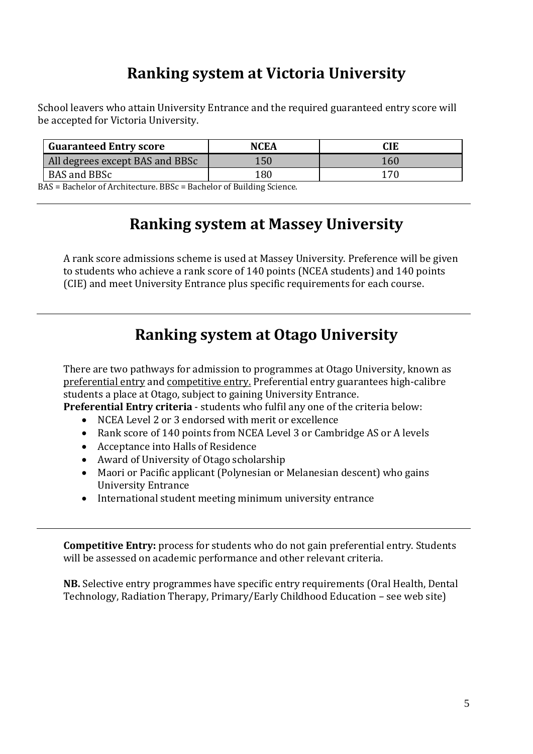# Ranking system at Victoria University

School leavers who attain University Entrance and the required guaranteed entry score will be accepted for Victoria University.

| Guaranteed Entry score | NCEA | CIE |
| --- | --- | --- |
| All degrees except BAS and BBSc | 150 | 160 |
| BAS and BBSc | 180 | 170 |

BAS = Bachelor of Architecture. BBSc = Bachelor of Building Science.

---

# Ranking system at Massey University

A rank score admissions scheme is used at Massey University. Preference will be given to students who achieve a rank score of 140 points (NCEA students) and 140 points (CIE) and meet University Entrance plus specific requirements for each course.

---

# Ranking system at Otago University

There are two pathways for admission to programmes at Otago University, known as preferential entry and competitive entry. Preferential entry guarantees high-calibre students a place at Otago, subject to gaining University Entrance.

**Preferential Entry criteria** - students who fulfil any one of the criteria below:

- NCEA Level 2 or 3 endorsed with merit or excellence
- Rank score of 140 points from NCEA Level 3 or Cambridge AS or A levels
- Acceptance into Halls of Residence
- Award of University of Otago scholarship
- Maori or Pacific applicant (Polynesian or Melanesian descent) who gains University Entrance
- International student meeting minimum university entrance

---

**Competitive Entry:** process for students who do not gain preferential entry. Students will be assessed on academic performance and other relevant criteria.

**NB.** Selective entry programmes have specific entry requirements (Oral Health, Dental Technology, Radiation Therapy, Primary/Early Childhood Education – see web site)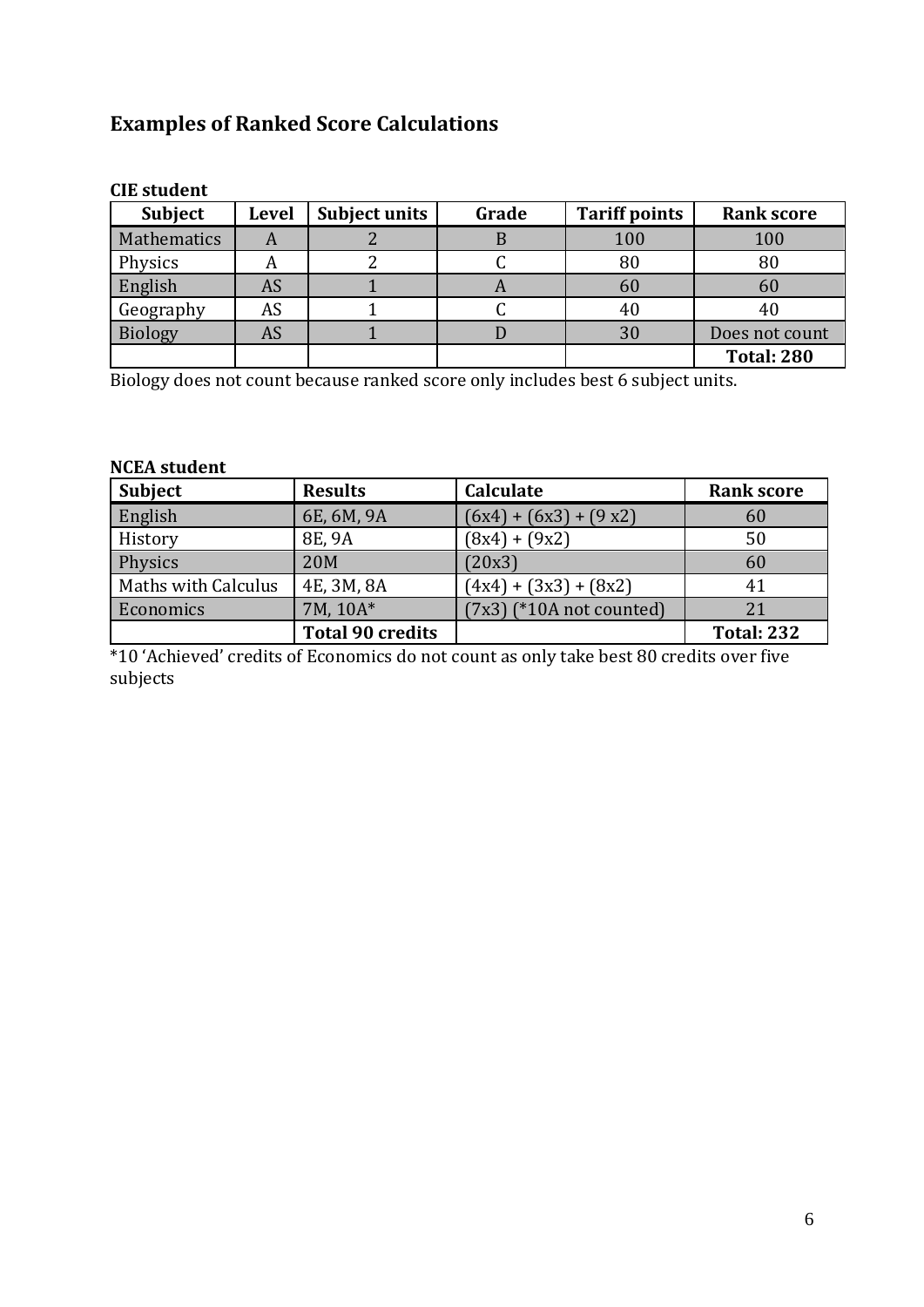## Examples of Ranked Score Calculations

**CIE student**

| Subject | Level | Subject units | Grade | Tariff points | Rank score |
|---|---|---|---|---|---|
| Mathematics | A | 2 | B | 100 | 100 |
| Physics | A | 2 | C | 80 | 80 |
| English | AS | 1 | A | 60 | 60 |
| Geography | AS | 1 | C | 40 | 40 |
| Biology | AS | 1 | D | 30 | Does not count |
| | | | | | **Total: 280** |

Biology does not count because ranked score only includes best 6 subject units.

**NCEA student**

| Subject | Results | Calculate | Rank score |
|---|---|---|---|
| English | 6E, 6M, 9A | (6x4) + (6x3) + (9 x2) | 60 |
| History | 8E, 9A | (8x4) + (9x2) | 50 |
| Physics | 20M | (20x3) | 60 |
| Maths with Calculus | 4E, 3M, 8A | (4x4) + (3x3) + (8x2) | 41 |
| Economics | 7M, 10A* | (7x3) (*10A not counted) | 21 |
| | **Total 90 credits** | | **Total: 232** |

*10 'Achieved' credits of Economics do not count as only take best 80 credits over five subjects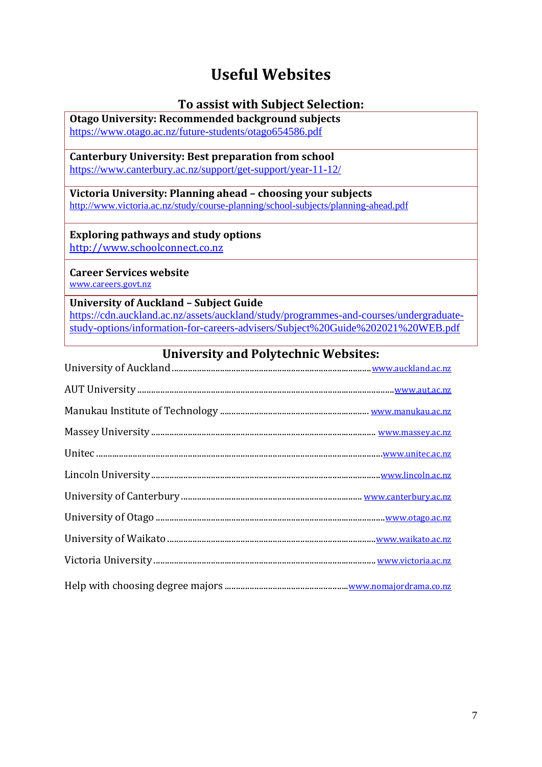# Useful Websites

## To assist with Subject Selection:

**Otago University: Recommended background subjects**
https://www.otago.ac.nz/future-students/otago654586.pdf

**Canterbury University: Best preparation from school**
https://www.canterbury.ac.nz/support/get-support/year-11-12/

**Victoria University: Planning ahead – choosing your subjects**
http://www.victoria.ac.nz/study/course-planning/school-subjects/planning-ahead.pdf

**Exploring pathways and study options**
http://www.schoolconnect.co.nz

**Career Services website**
www.careers.govt.nz

**University of Auckland – Subject Guide**
https://cdn.auckland.ac.nz/assets/auckland/study/programmes-and-courses/undergraduate-study-options/information-for-careers-advisers/Subject%20Guide%202021%20WEB.pdf

## University and Polytechnic Websites:

University of Auckland ........ www.auckland.ac.nz

AUT University ........ www.aut.ac.nz

Manukau Institute of Technology ........ www.manukau.ac.nz

Massey University ........ www.massey.ac.nz

Unitec ........ www.unitec.ac.nz

Lincoln University ........ www.lincoln.ac.nz

University of Canterbury ........ www.canterbury.ac.nz

University of Otago ........ www.otago.ac.nz

University of Waikato ........ www.waikato.ac.nz

Victoria University ........ www.victoria.ac.nz

Help with choosing degree majors ........ www.nomajordrama.co.nz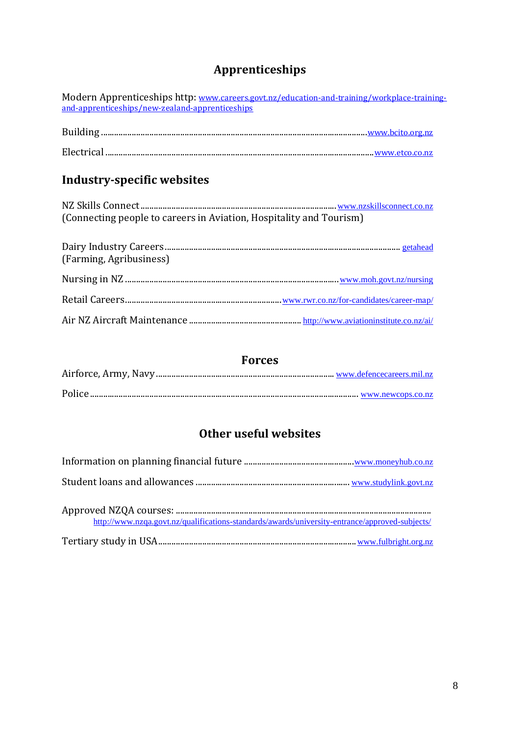# Apprenticeships

Modern Apprenticeships http: www.careers.govt.nz/education-and-training/workplace-training-and-apprenticeships/new-zealand-apprenticeships

Building ........................................................................................................................ www.bcito.org.nz

Electrical ........................................................................................................................ www.etco.co.nz

## Industry-specific websites

NZ Skills Connect ........................................................................................ www.nzskillsconnect.co.nz
(Connecting people to careers in Aviation, Hospitality and Tourism)

Dairy Industry Careers ........................................................................................................ getahead
(Farming, Agribusiness)

Nursing in NZ ................................................................................................ www.moh.govt.nz/nursing

Retail Careers ....................................................................... www.rwr.co.nz/for-candidates/career-map/

Air NZ Aircraft Maintenance .................................................. http://www.aviationinstitute.co.nz/ai/

# Forces

Airforce, Army, Navy ............................................................................... www.defencecareers.mil.nz

Police ........................................................................................................................ www.newcops.co.nz

# Other useful websites

Information on planning financial future .................................................. www.moneyhub.co.nz

Student loans and allowances ..................................................................... www.studylink.govt.nz

Approved NZQA courses: ........................................................................................................................
http://www.nzqa.govt.nz/qualifications-standards/awards/university-entrance/approved-subjects/

Tertiary study in USA ........................................................................................ www.fulbright.org.nz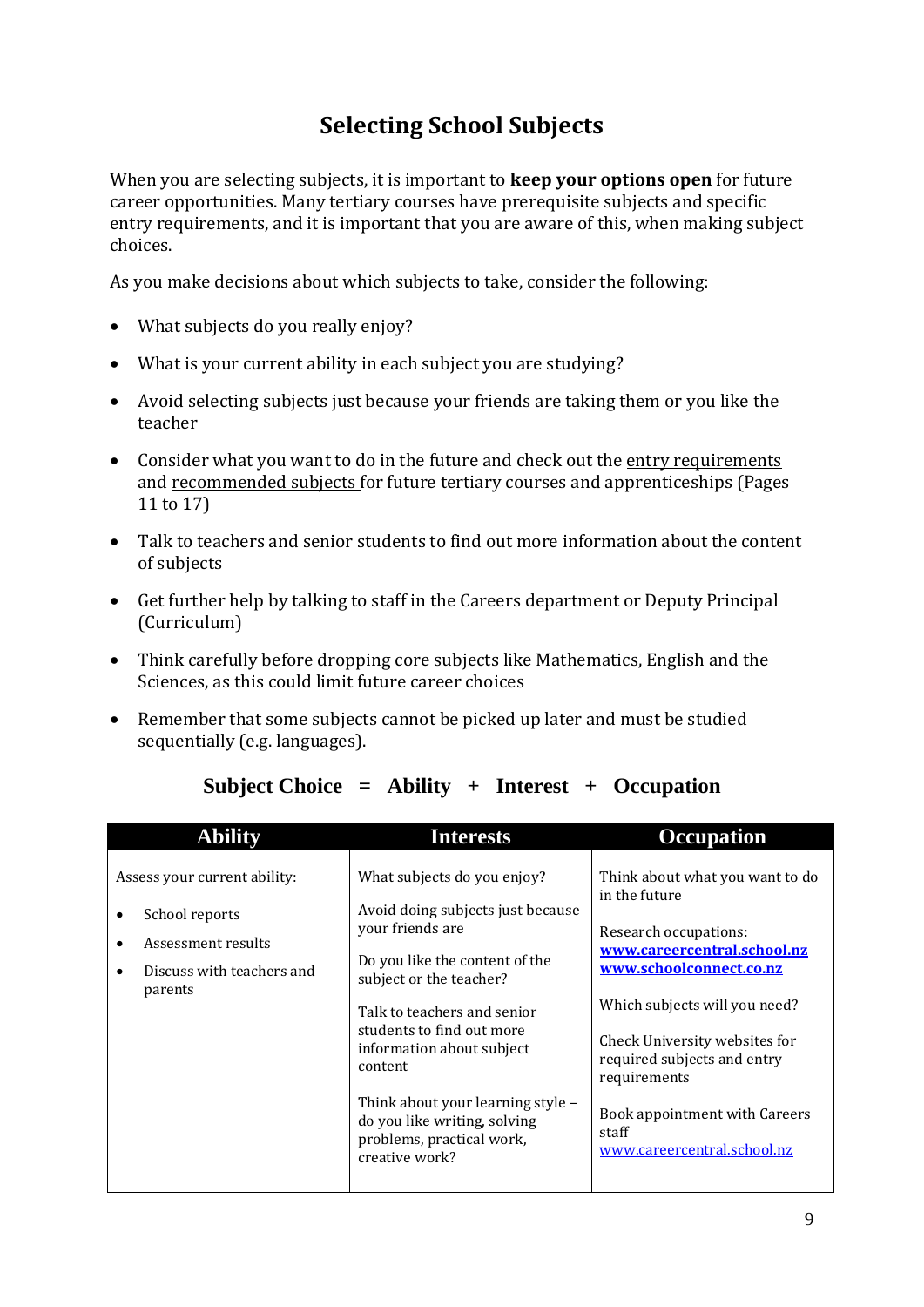# Selecting School Subjects

When you are selecting subjects, it is important to **keep your options open** for future career opportunities. Many tertiary courses have prerequisite subjects and specific entry requirements, and it is important that you are aware of this, when making subject choices.

As you make decisions about which subjects to take, consider the following:

- What subjects do you really enjoy?
- What is your current ability in each subject you are studying?
- Avoid selecting subjects just because your friends are taking them or you like the teacher
- Consider what you want to do in the future and check out the entry requirements and recommended subjects for future tertiary courses and apprenticeships (Pages 11 to 17)
- Talk to teachers and senior students to find out more information about the content of subjects
- Get further help by talking to staff in the Careers department or Deputy Principal (Curriculum)
- Think carefully before dropping core subjects like Mathematics, English and the Sciences, as this could limit future career choices
- Remember that some subjects cannot be picked up later and must be studied sequentially (e.g. languages).

**Subject Choice = Ability + Interest + Occupation**

| Ability | Interests | Occupation |
|---|---|---|
| Assess your current ability:<br>• School reports<br>• Assessment results<br>• Discuss with teachers and parents | What subjects do you enjoy?<br><br>Avoid doing subjects just because your friends are<br><br>Do you like the content of the subject or the teacher?<br><br>Talk to teachers and senior students to find out more information about subject content<br><br>Think about your learning style – do you like writing, solving problems, practical work, creative work? | Think about what you want to do in the future<br><br>Research occupations:<br>**www.careercentral.school.nz**<br>**www.schoolconnect.co.nz**<br><br>Which subjects will you need?<br><br>Check University websites for required subjects and entry requirements<br><br>Book appointment with Careers staff<br>www.careercentral.school.nz |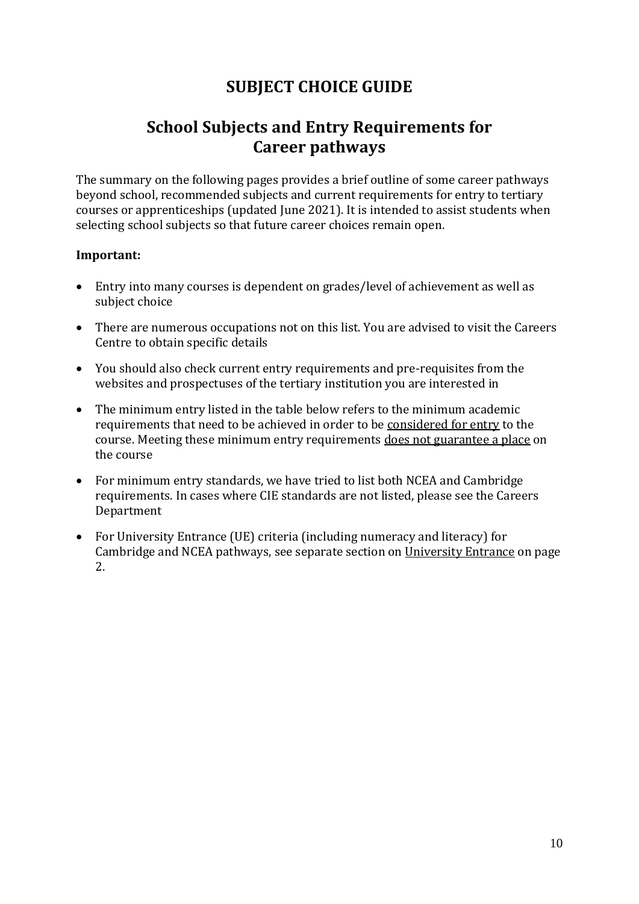# SUBJECT CHOICE GUIDE

## School Subjects and Entry Requirements for Career pathways

The summary on the following pages provides a brief outline of some career pathways beyond school, recommended subjects and current requirements for entry to tertiary courses or apprenticeships (updated June 2021). It is intended to assist students when selecting school subjects so that future career choices remain open.

**Important:**

- Entry into many courses is dependent on grades/level of achievement as well as subject choice
- There are numerous occupations not on this list. You are advised to visit the Careers Centre to obtain specific details
- You should also check current entry requirements and pre-requisites from the websites and prospectuses of the tertiary institution you are interested in
- The minimum entry listed in the table below refers to the minimum academic requirements that need to be achieved in order to be considered for entry to the course. Meeting these minimum entry requirements does not guarantee a place on the course
- For minimum entry standards, we have tried to list both NCEA and Cambridge requirements. In cases where CIE standards are not listed, please see the Careers Department
- For University Entrance (UE) criteria (including numeracy and literacy) for Cambridge and NCEA pathways, see separate section on University Entrance on page 2.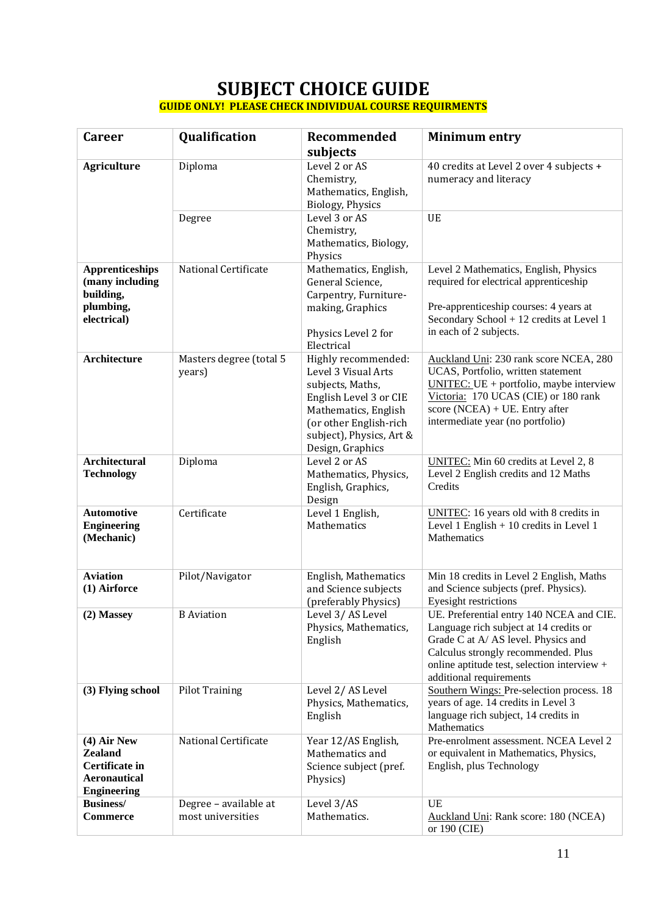# SUBJECT CHOICE GUIDE

**GUIDE ONLY! PLEASE CHECK INDIVIDUAL COURSE REQUIRMENTS**

| Career | Qualification | Recommended subjects | Minimum entry |
|---|---|---|---|
| **Agriculture** | Diploma | Level 2 or AS Chemistry, Mathematics, English, Biology, Physics | 40 credits at Level 2 over 4 subjects + numeracy and literacy |
| | Degree | Level 3 or AS Chemistry, Mathematics, Biology, Physics | UE |
| **Apprenticeships (many including building, plumbing, electrical)** | National Certificate | Mathematics, English, General Science, Carpentry, Furniture-making, Graphics<br><br>Physics Level 2 for Electrical | Level 2 Mathematics, English, Physics required for electrical apprenticeship<br><br>Pre-apprenticeship courses: 4 years at Secondary School + 12 credits at Level 1 in each of 2 subjects. |
| **Architecture** | Masters degree (total 5 years) | Highly recommended: Level 3 Visual Arts subjects, Maths, English Level 3 or CIE Mathematics, English (or other English-rich subject), Physics, Art & Design, Graphics | Auckland Uni: 230 rank score NCEA, 280 UCAS, Portfolio, written statement<br>UNITEC: UE + portfolio, maybe interview<br>Victoria: 170 UCAS (CIE) or 180 rank score (NCEA) + UE. Entry after intermediate year (no portfolio) |
| **Architectural Technology** | Diploma | Level 2 or AS Mathematics, Physics, English, Graphics, Design | UNITEC: Min 60 credits at Level 2, 8 Level 2 English credits and 12 Maths Credits |
| **Automotive Engineering (Mechanic)** | Certificate | Level 1 English, Mathematics | UNITEC: 16 years old with 8 credits in Level 1 English + 10 credits in Level 1 Mathematics |
| **Aviation (1) Airforce** | Pilot/Navigator | English, Mathematics and Science subjects (preferably Physics) | Min 18 credits in Level 2 English, Maths and Science subjects (pref. Physics). Eyesight restrictions |
| **(2) Massey** | B Aviation | Level 3/ AS Level Physics, Mathematics, English | UE. Preferential entry 140 NCEA and CIE. Language rich subject at 14 credits or Grade C at A/ AS level. Physics and Calculus strongly recommended. Plus online aptitude test, selection interview + additional requirements |
| **(3) Flying school** | Pilot Training | Level 2/ AS Level Physics, Mathematics, English | Southern Wings: Pre-selection process. 18 years of age. 14 credits in Level 3 language rich subject, 14 credits in Mathematics |
| **(4) Air New Zealand Certificate in Aeronautical Engineering** | National Certificate | Year 12/AS English, Mathematics and Science subject (pref. Physics) | Pre-enrolment assessment. NCEA Level 2 or equivalent in Mathematics, Physics, English, plus Technology |
| **Business/ Commerce** | Degree – available at most universities | Level 3/AS Mathematics. | UE<br>Auckland Uni: Rank score: 180 (NCEA) or 190 (CIE) |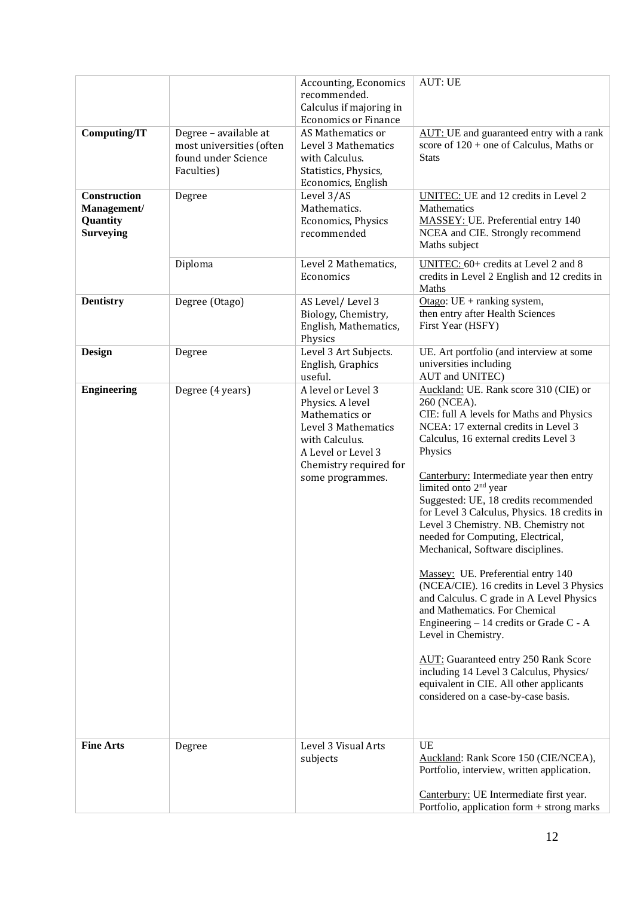| | | | |
|---|---|---|---|
| | | Accounting, Economics recommended. Calculus if majoring in Economics or Finance | AUT: UE |
| **Computing/IT** | Degree – available at most universities (often found under Science Faculties) | AS Mathematics or Level 3 Mathematics with Calculus. Statistics, Physics, Economics, English | AUT: UE and guaranteed entry with a rank score of 120 + one of Calculus, Maths or Stats |
| **Construction Management/ Quantity Surveying** | Degree | Level 3/AS Mathematics. Economics, Physics recommended | UNITEC: UE and 12 credits in Level 2 Mathematics<br>MASSEY: UE. Preferential entry 140 NCEA and CIE. Strongly recommend Maths subject |
| | Diploma | Level 2 Mathematics, Economics | UNITEC: 60+ credits at Level 2 and 8 credits in Level 2 English and 12 credits in Maths |
| **Dentistry** | Degree (Otago) | AS Level/ Level 3 Biology, Chemistry, English, Mathematics, Physics | Otago: UE + ranking system, then entry after Health Sciences First Year (HSFY) |
| **Design** | Degree | Level 3 Art Subjects. English, Graphics useful. | UE. Art portfolio (and interview at some universities including AUT and UNITEC) |
| **Engineering** | Degree (4 years) | A level or Level 3 Physics. A level Mathematics or Level 3 Mathematics with Calculus. A Level or Level 3 Chemistry required for some programmes. | Auckland: UE. Rank score 310 (CIE) or 260 (NCEA).<br>CIE: full A levels for Maths and Physics<br>NCEA: 17 external credits in Level 3 Calculus, 16 external credits Level 3 Physics<br><br>Canterbury: Intermediate year then entry limited onto 2nd year<br>Suggested: UE, 18 credits recommended for Level 3 Calculus, Physics. 18 credits in Level 3 Chemistry. NB. Chemistry not needed for Computing, Electrical, Mechanical, Software disciplines.<br><br>Massey: UE. Preferential entry 140 (NCEA/CIE). 16 credits in Level 3 Physics and Calculus. C grade in A Level Physics and Mathematics. For Chemical Engineering – 14 credits or Grade C - A Level in Chemistry.<br><br>AUT: Guaranteed entry 250 Rank Score including 14 Level 3 Calculus, Physics/ equivalent in CIE. All other applicants considered on a case-by-case basis. |
| **Fine Arts** | Degree | Level 3 Visual Arts subjects | UE<br>Auckland: Rank Score 150 (CIE/NCEA), Portfolio, interview, written application.<br><br>Canterbury: UE Intermediate first year. Portfolio, application form + strong marks |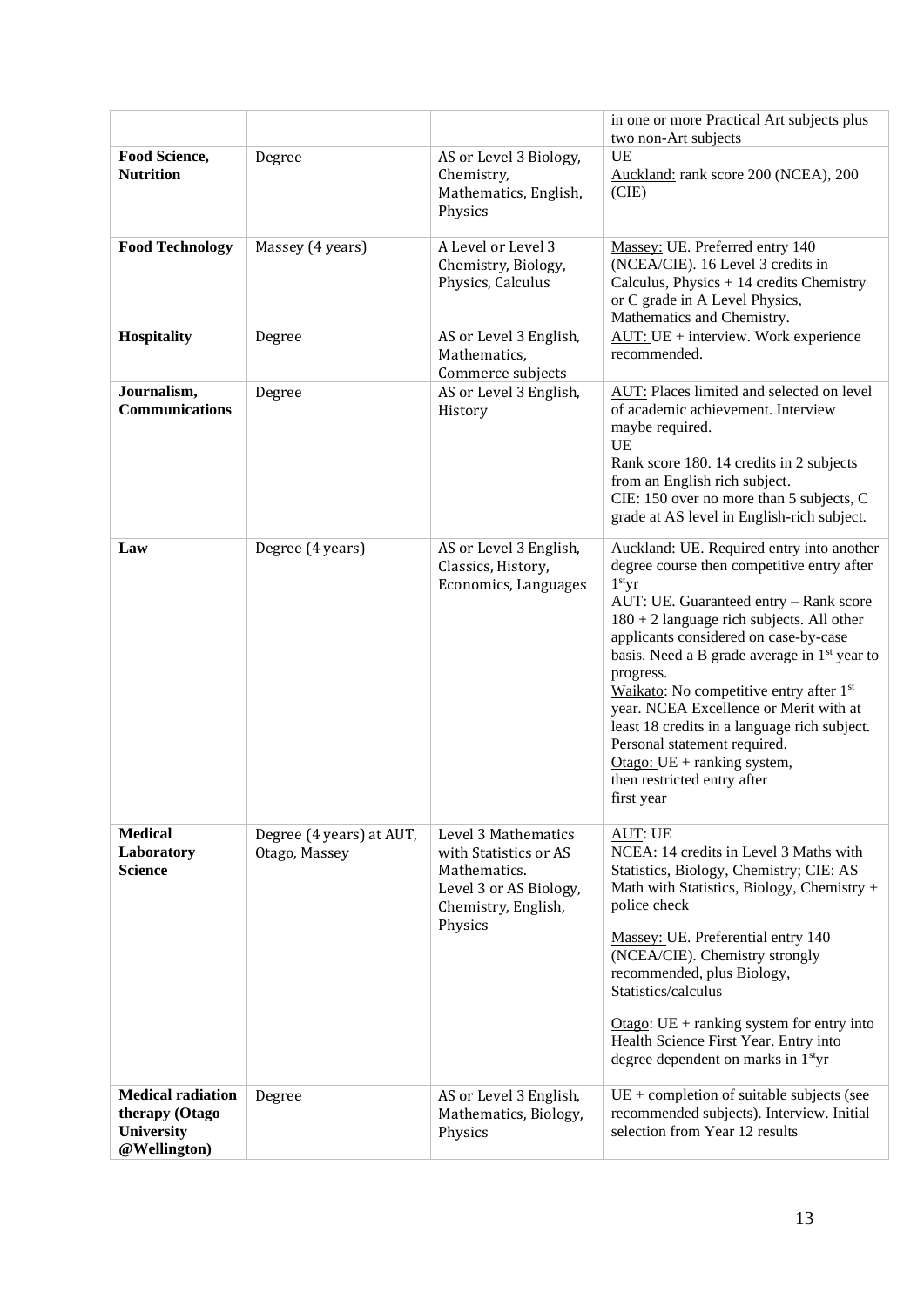| | | | |
|---|---|---|---|
| | | | in one or more Practical Art subjects plus two non-Art subjects |
| **Food Science, Nutrition** | Degree | AS or Level 3 Biology, Chemistry, Mathematics, English, Physics | UE<br>Auckland: rank score 200 (NCEA), 200 (CIE) |
| **Food Technology** | Massey (4 years) | A Level or Level 3 Chemistry, Biology, Physics, Calculus | Massey: UE. Preferred entry 140 (NCEA/CIE). 16 Level 3 credits in Calculus, Physics + 14 credits Chemistry or C grade in A Level Physics, Mathematics and Chemistry. |
| **Hospitality** | Degree | AS or Level 3 English, Mathematics, Commerce subjects | AUT: UE + interview. Work experience recommended. |
| **Journalism, Communications** | Degree | AS or Level 3 English, History | AUT: Places limited and selected on level of academic achievement. Interview maybe required.<br>UE<br>Rank score 180. 14 credits in 2 subjects from an English rich subject.<br>CIE: 150 over no more than 5 subjects, C grade at AS level in English-rich subject. |
| **Law** | Degree (4 years) | AS or Level 3 English, Classics, History, Economics, Languages | Auckland: UE. Required entry into another degree course then competitive entry after 1st yr<br>AUT: UE. Guaranteed entry – Rank score 180 + 2 language rich subjects. All other applicants considered on case-by-case basis. Need a B grade average in 1st year to progress.<br>Waikato: No competitive entry after 1st year. NCEA Excellence or Merit with at least 18 credits in a language rich subject. Personal statement required.<br>Otago: UE + ranking system, then restricted entry after first year |
| **Medical Laboratory Science** | Degree (4 years) at AUT, Otago, Massey | Level 3 Mathematics with Statistics or AS Mathematics.<br>Level 3 or AS Biology, Chemistry, English, Physics | AUT: UE<br>NCEA: 14 credits in Level 3 Maths with Statistics, Biology, Chemistry; CIE: AS Math with Statistics, Biology, Chemistry + police check<br>Massey: UE. Preferential entry 140 (NCEA/CIE). Chemistry strongly recommended, plus Biology, Statistics/calculus<br>Otago: UE + ranking system for entry into Health Science First Year. Entry into degree dependent on marks in 1st yr |
| **Medical radiation therapy (Otago University @Wellington)** | Degree | AS or Level 3 English, Mathematics, Biology, Physics | UE + completion of suitable subjects (see recommended subjects). Interview. Initial selection from Year 12 results |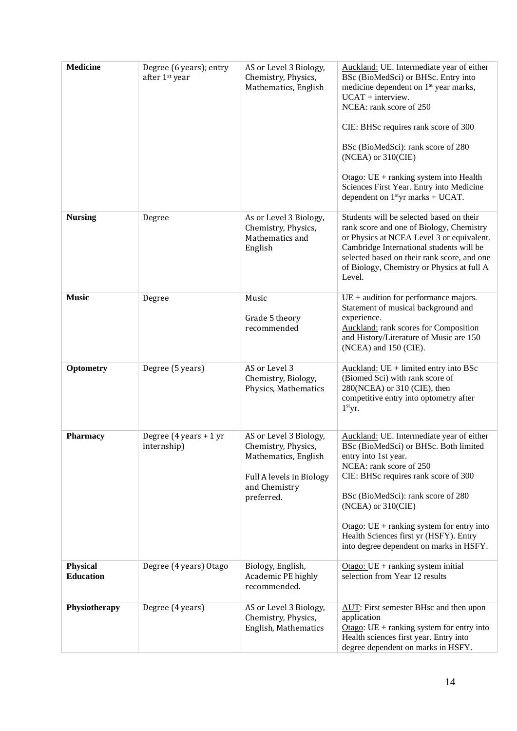| **Medicine** | Degree (6 years); entry after 1st year | AS or Level 3 Biology, Chemistry, Physics, Mathematics, English | Auckland: UE. Intermediate year of either BSc (BioMedSci) or BHSc. Entry into medicine dependent on 1st year marks, UCAT + interview.<br>NCEA: rank score of 250<br><br>CIE: BHSc requires rank score of 300<br><br>BSc (BioMedSci): rank score of 280 (NCEA) or 310(CIE)<br><br>Otago: UE + ranking system into Health Sciences First Year. Entry into Medicine dependent on 1styr marks + UCAT. |
|---|---|---|---|
| **Nursing** | Degree | As or Level 3 Biology, Chemistry, Physics, Mathematics and English | Students will be selected based on their rank score and one of Biology, Chemistry or Physics at NCEA Level 3 or equivalent. Cambridge International students will be selected based on their rank score, and one of Biology, Chemistry or Physics at full A Level. |
| **Music** | Degree | Music<br><br>Grade 5 theory recommended | UE + audition for performance majors. Statement of musical background and experience.<br>Auckland: rank scores for Composition and History/Literature of Music are 150 (NCEA) and 150 (CIE). |
| **Optometry** | Degree (5 years) | AS or Level 3 Chemistry, Biology, Physics, Mathematics | Auckland: UE + limited entry into BSc (Biomed Sci) with rank score of 280(NCEA) or 310 (CIE), then competitive entry into optometry after 1styr. |
| **Pharmacy** | Degree (4 years + 1 yr internship) | AS or Level 3 Biology, Chemistry, Physics, Mathematics, English<br><br>Full A levels in Biology and Chemistry preferred. | Auckland: UE. Intermediate year of either BSc (BioMedSci) or BHSc. Both limited entry into 1st year.<br>NCEA: rank score of 250<br>CIE: BHSc requires rank score of 300<br><br>BSc (BioMedSci): rank score of 280 (NCEA) or 310(CIE)<br><br>Otago: UE + ranking system for entry into Health Sciences first yr (HSFY). Entry into degree dependent on marks in HSFY. |
| **Physical Education** | Degree (4 years) Otago | Biology, English, Academic PE highly recommended. | Otago: UE + ranking system initial selection from Year 12 results |
| **Physiotherapy** | Degree (4 years) | AS or Level 3 Biology, Chemistry, Physics, English, Mathematics | AUT: First semester BHsc and then upon application<br>Otago: UE + ranking system for entry into Health sciences first year. Entry into degree dependent on marks in HSFY. |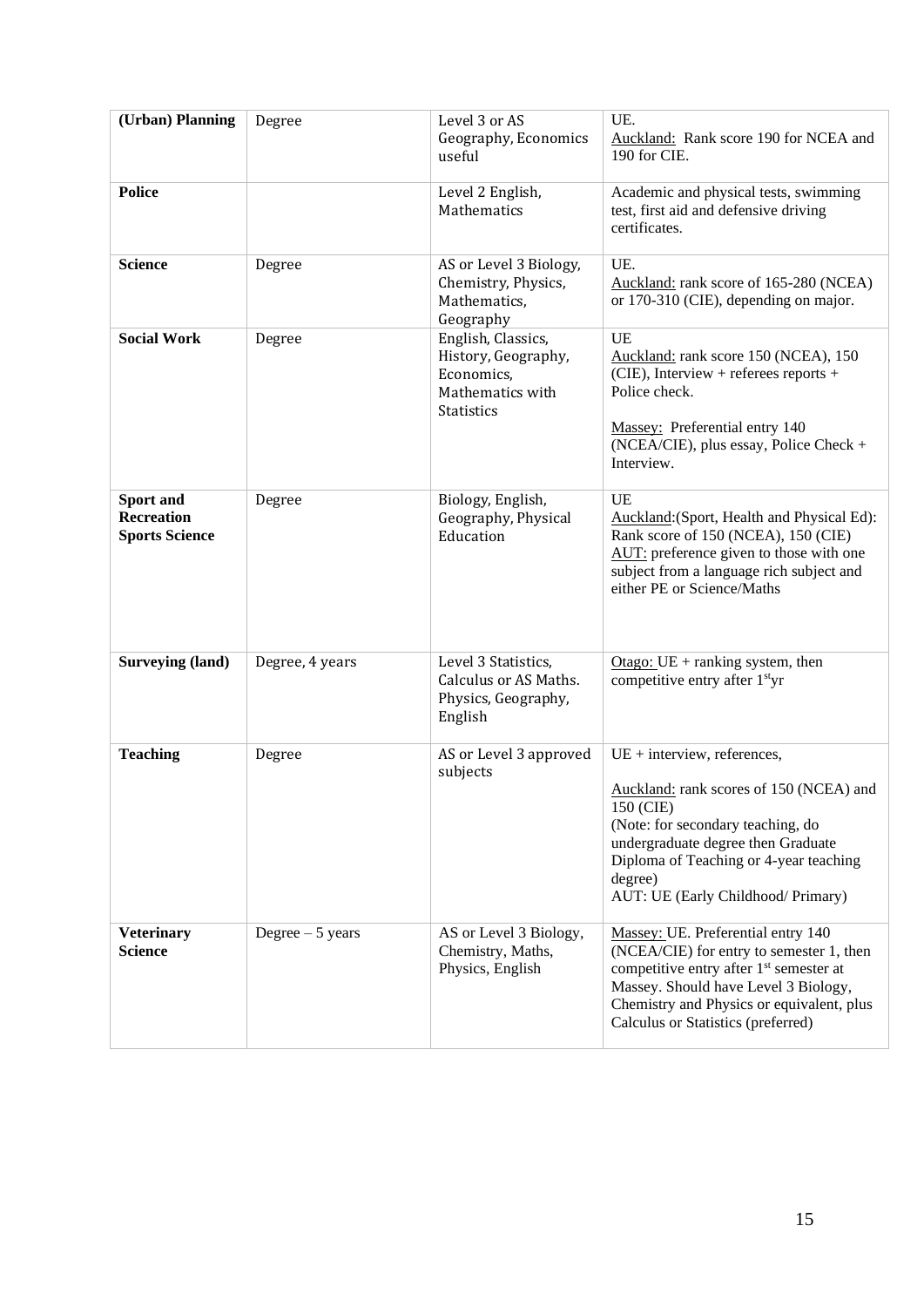| | | | |
|---|---|---|---|
| **(Urban) Planning** | Degree | Level 3 or AS Geography, Economics useful | UE.<br>Auckland: Rank score 190 for NCEA and 190 for CIE. |
| **Police** | | Level 2 English, Mathematics | Academic and physical tests, swimming test, first aid and defensive driving certificates. |
| **Science** | Degree | AS or Level 3 Biology, Chemistry, Physics, Mathematics, Geography | UE.<br>Auckland: rank score of 165-280 (NCEA) or 170-310 (CIE), depending on major. |
| **Social Work** | Degree | English, Classics, History, Geography, Economics, Mathematics with Statistics | UE<br>Auckland: rank score 150 (NCEA), 150 (CIE), Interview + referees reports + Police check.<br><br>Massey: Preferential entry 140 (NCEA/CIE), plus essay, Police Check + Interview. |
| **Sport and Recreation Sports Science** | Degree | Biology, English, Geography, Physical Education | UE<br>Auckland:(Sport, Health and Physical Ed): Rank score of 150 (NCEA), 150 (CIE)<br>AUT: preference given to those with one subject from a language rich subject and either PE or Science/Maths |
| **Surveying (land)** | Degree, 4 years | Level 3 Statistics, Calculus or AS Maths. Physics, Geography, English | Otago: UE + ranking system, then competitive entry after 1st yr |
| **Teaching** | Degree | AS or Level 3 approved subjects | UE + interview, references,<br><br>Auckland: rank scores of 150 (NCEA) and 150 (CIE)<br>(Note: for secondary teaching, do undergraduate degree then Graduate Diploma of Teaching or 4-year teaching degree)<br>AUT: UE (Early Childhood/ Primary) |
| **Veterinary Science** | Degree – 5 years | AS or Level 3 Biology, Chemistry, Maths, Physics, English | Massey: UE. Preferential entry 140 (NCEA/CIE) for entry to semester 1, then competitive entry after 1st semester at Massey. Should have Level 3 Biology, Chemistry and Physics or equivalent, plus Calculus or Statistics (preferred) |